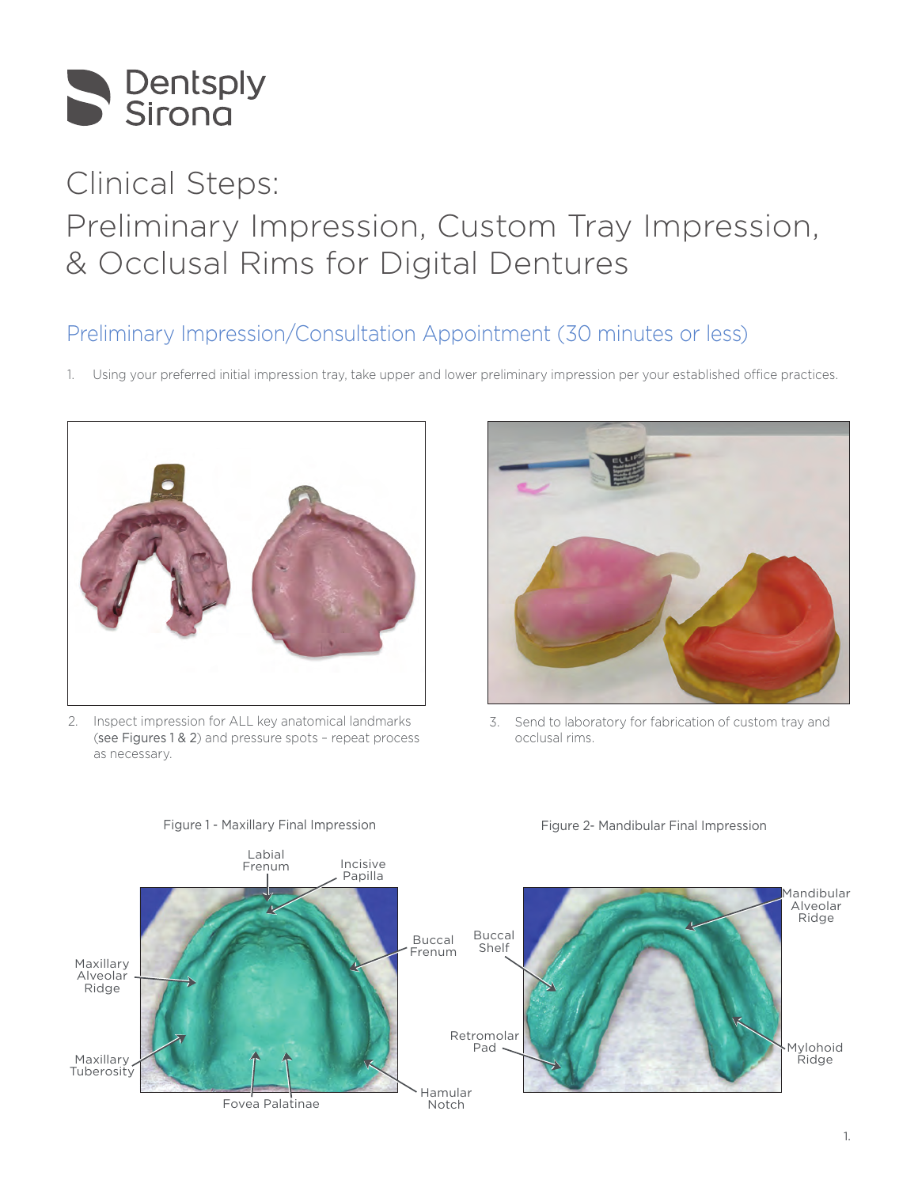Dentsply Sirona

# Clinical Steps: Preliminary Impression, Custom Tray Impression, & Occlusal Rims for Digital Dentures

## Preliminary Impression/Consultation Appointment (30 minutes or less)

1. Using your preferred initial impression tray, take upper and lower preliminary impression per your established office practices.

2. Inspect impression for ALL key anatomical landmarks (see Figures 1 & 2) and pressure spots – repeat process as necessary.

3. Send to laboratory for fabrication of custom tray and occlusal rims.

Figure 1 - Maxillary Final Impression

Labial Frenum, Incisive Papilla, Buccal Frenum, Maxillary Alveolar Ridge, Maxillary Tuberosity, Fovea Palatinae, Hamular Notch

Figure 2- Mandibular Final Impression

Mandibular Alveolar Ridge, Buccal Shelf, Retromolar Pad, Mylohoid Ridge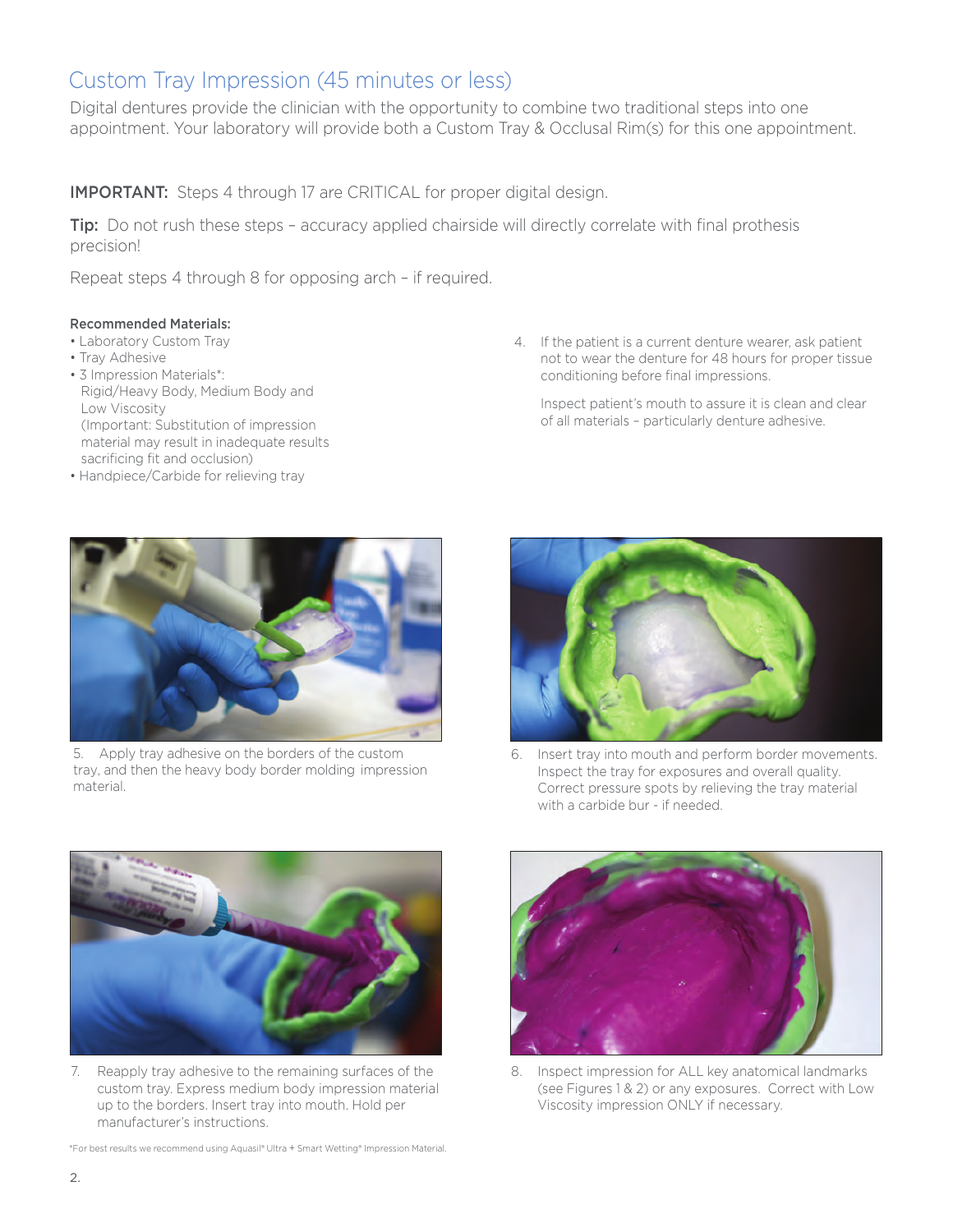# Custom Tray Impression (45 minutes or less)

Digital dentures provide the clinician with the opportunity to combine two traditional steps into one appointment. Your laboratory will provide both a Custom Tray & Occlusal Rim(s) for this one appointment.

**IMPORTANT:** Steps 4 through 17 are CRITICAL for proper digital design.

**Tip:** Do not rush these steps – accuracy applied chairside will directly correlate with final prothesis precision!

Repeat steps 4 through 8 for opposing arch – if required.

**Recommended Materials:**

- Laboratory Custom Tray
- Tray Adhesive
- 3 Impression Materials*: Rigid/Heavy Body, Medium Body and Low Viscosity (Important: Substitution of impression material may result in inadequate results sacrificing fit and occlusion)
- Handpiece/Carbide for relieving tray

4. If the patient is a current denture wearer, ask patient not to wear the denture for 48 hours for proper tissue conditioning before final impressions.

   Inspect patient's mouth to assure it is clean and clear of all materials – particularly denture adhesive.

5. Apply tray adhesive on the borders of the custom tray, and then the heavy body border molding impression material.

6. Insert tray into mouth and perform border movements. Inspect the tray for exposures and overall quality. Correct pressure spots by relieving the tray material with a carbide bur - if needed.

7. Reapply tray adhesive to the remaining surfaces of the custom tray. Express medium body impression material up to the borders. Insert tray into mouth. Hold per manufacturer's instructions.

8. Inspect impression for ALL key anatomical landmarks (see Figures 1 & 2) or any exposures. Correct with Low Viscosity impression ONLY if necessary.

*For best results we recommend using Aquasil® Ultra + Smart Wetting® Impression Material.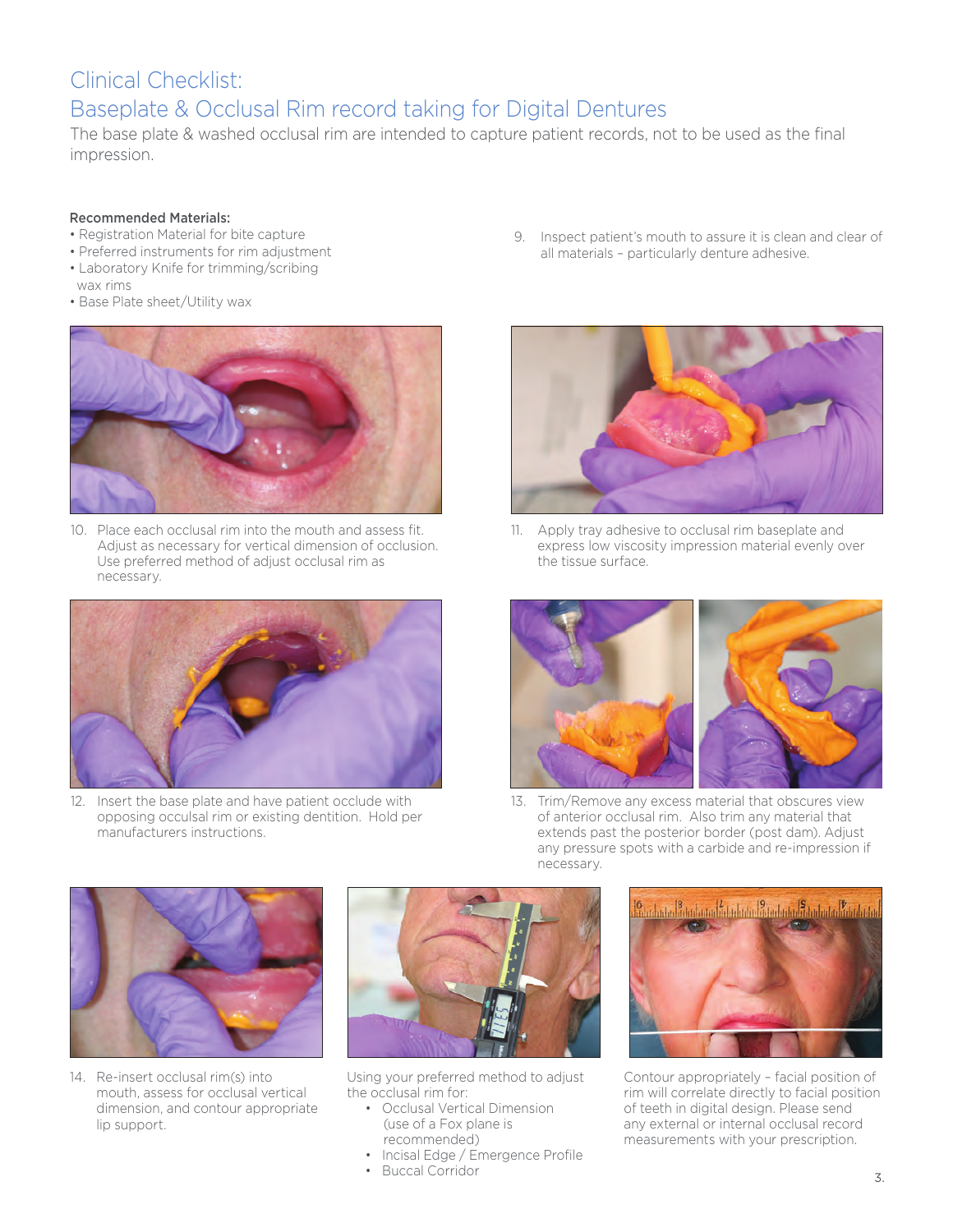# Clinical Checklist:

# Baseplate & Occlusal Rim record taking for Digital Dentures

The base plate & washed occlusal rim are intended to capture patient records, not to be used as the final impression.

**Recommended Materials:**

- Registration Material for bite capture
- Preferred instruments for rim adjustment
- Laboratory Knife for trimming/scribing wax rims
- Base Plate sheet/Utility wax

9. Inspect patient's mouth to assure it is clean and clear of all materials – particularly denture adhesive.

10. Place each occlusal rim into the mouth and assess fit. Adjust as necessary for vertical dimension of occlusion. Use preferred method of adjust occlusal rim as necessary.

11. Apply tray adhesive to occlusal rim baseplate and express low viscosity impression material evenly over the tissue surface.

12. Insert the base plate and have patient occlude with opposing occulsal rim or existing dentition. Hold per manufacturers instructions.

13. Trim/Remove any excess material that obscures view of anterior occlusal rim. Also trim any material that extends past the posterior border (post dam). Adjust any pressure spots with a carbide and re-impression if necessary.

14. Re-insert occlusal rim(s) into mouth, assess for occlusal vertical dimension, and contour appropriate lip support.

Using your preferred method to adjust the occlusal rim for:

- Occlusal Vertical Dimension (use of a Fox plane is recommended)
- Incisal Edge / Emergence Profile
- Buccal Corridor

Contour appropriately – facial position of rim will correlate directly to facial position of teeth in digital design. Please send any external or internal occlusal record measurements with your prescription.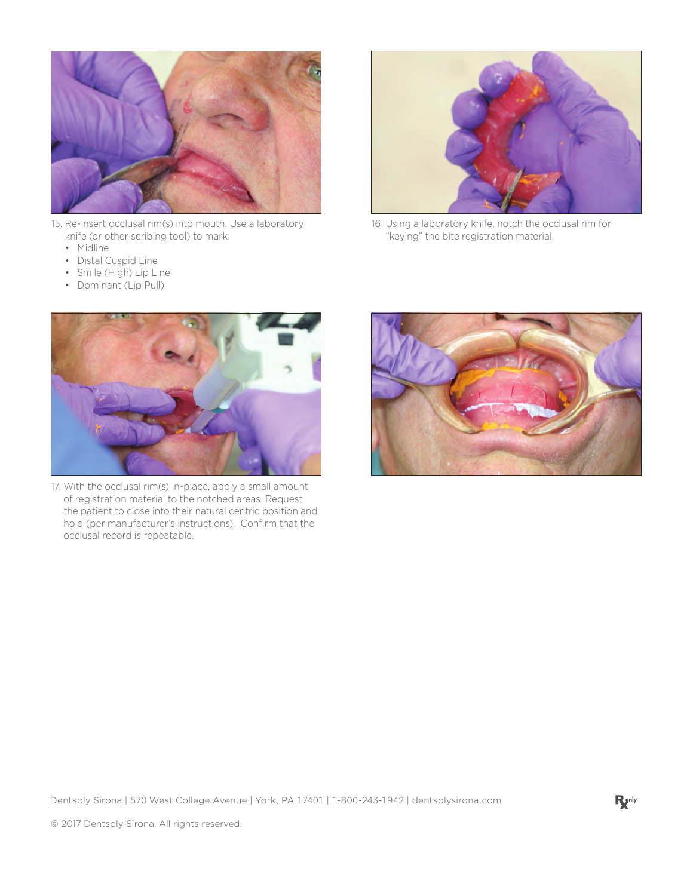15. Re-insert occlusal rim(s) into mouth. Use a laboratory knife (or other scribing tool) to mark:
    - Midline
    - Distal Cuspid Line
    - Smile (High) Lip Line
    - Dominant (Lip Pull)

16. Using a laboratory knife, notch the occlusal rim for "keying" the bite registration material.

17. With the occlusal rim(s) in-place, apply a small amount of registration material to the notched areas. Request the patient to close into their natural centric position and hold (per manufacturer's instructions). Confirm that the occlusal record is repeatable.

Dentsply Sirona | 570 West College Avenue | York, PA 17401 | 1-800-243-1942 | dentsplysirona.com

© 2017 Dentsply Sirona. All rights reserved.